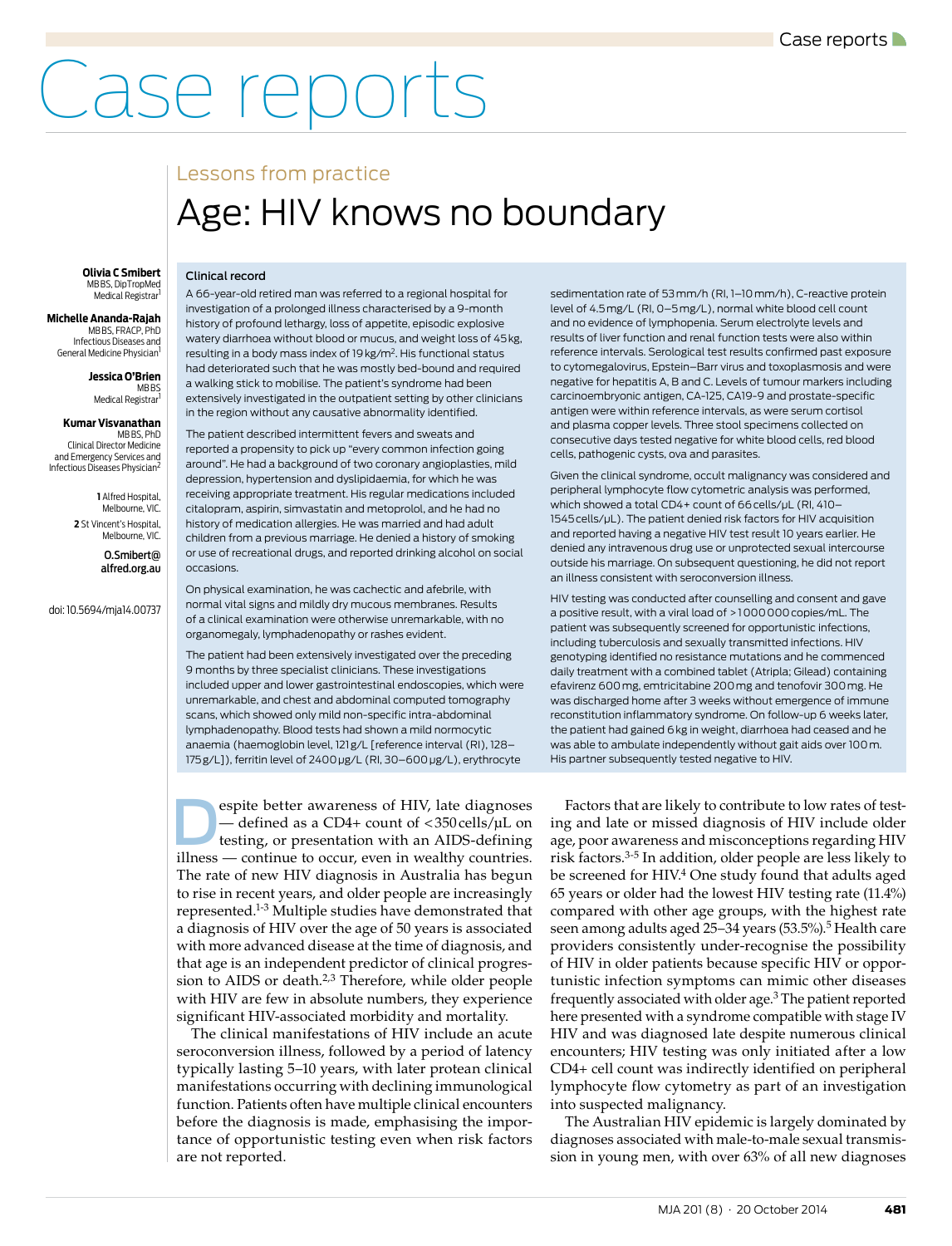# Case reports

## Lessons from practice

# Age: HIV knows no boundary

**Olivia C Smibert**
MB BS, DipTropMed
Medical Registrar[1]

**Michelle Ananda-Rajah**
MB BS, FRACP, PhD
Infectious Diseases and General Medicine Physician[1]

**Jessica O'Brien**
MB BS
Medical Registrar[1]

**Kumar Visvanathan**
MB BS, PhD
Clinical Director Medicine and Emergency Services and Infectious Diseases Physician[2]

1 Alfred Hospital, Melbourne, VIC.
2 St Vincent's Hospital, Melbourne, VIC.

O.Smibert@alfred.org.au

doi: 10.5694/mja14.00737

### Clinical record

A 66-year-old retired man was referred to a regional hospital for investigation of a prolonged illness characterised by a 9-month history of profound lethargy, loss of appetite, episodic explosive watery diarrhoea without blood or mucus, and weight loss of 45 kg, resulting in a body mass index of 19 kg/m$^2$. His functional status had deteriorated such that he was mostly bed-bound and required a walking stick to mobilise. The patient's syndrome had been extensively investigated in the outpatient setting by other clinicians in the region without any causative abnormality identified.

The patient described intermittent fevers and sweats and reported a propensity to pick up "every common infection going around". He had a background of two coronary angioplasties, mild depression, hypertension and dyslipidaemia, for which he was receiving appropriate treatment. His regular medications included citalopram, aspirin, simvastatin and metoprolol, and he had no history of medication allergies. He was married and had adult children from a previous marriage. He denied a history of smoking or use of recreational drugs, and reported drinking alcohol on social occasions.

On physical examination, he was cachectic and afebrile, with normal vital signs and mildly dry mucous membranes. Results of a clinical examination were otherwise unremarkable, with no organomegaly, lymphadenopathy or rashes evident.

The patient had been extensively investigated over the preceding 9 months by three specialist clinicians. These investigations included upper and lower gastrointestinal endoscopies, which were unremarkable, and chest and abdominal computed tomography scans, which showed only mild non-specific intra-abdominal lymphadenopathy. Blood tests had shown a mild normocytic anaemia (haemoglobin level, 121 g/L [reference interval (RI), 128–175 g/L]), ferritin level of 2400 µg/L (RI, 30–600 µg/L), erythrocyte sedimentation rate of 53 mm/h (RI, 1–10 mm/h), C-reactive protein level of 4.5 mg/L (RI, 0–5 mg/L), normal white blood cell count and no evidence of lymphopenia. Serum electrolyte levels and results of liver function and renal function tests were also within reference intervals. Serological test results confirmed past exposure to cytomegalovirus, Epstein–Barr virus and toxoplasmosis and were negative for hepatitis A, B and C. Levels of tumour markers including carcinoembryonic antigen, CA-125, CA19-9 and prostate-specific antigen were within reference intervals, as were serum cortisol and plasma copper levels. Three stool specimens collected on consecutive days tested negative for white blood cells, red blood cells, pathogenic cysts, ova and parasites.

Given the clinical syndrome, occult malignancy was considered and peripheral lymphocyte flow cytometric analysis was performed, which showed a total CD4+ count of 66 cells/µL (RI, 410–1545 cells/µL). The patient denied risk factors for HIV acquisition and reported having a negative HIV test result 10 years earlier. He denied any intravenous drug use or unprotected sexual intercourse outside his marriage. On subsequent questioning, he did not report an illness consistent with seroconversion illness.

HIV testing was conducted after counselling and consent and gave a positive result, with a viral load of > 1 000 000 copies/mL. The patient was subsequently screened for opportunistic infections, including tuberculosis and sexually transmitted infections. HIV genotyping identified no resistance mutations and he commenced daily treatment with a combined tablet (Atripla; Gilead) containing efavirenz 600 mg, emtricitabine 200 mg and tenofovir 300 mg. He was discharged home after 3 weeks without emergence of immune reconstitution inflammatory syndrome. On follow-up 6 weeks later, the patient had gained 6 kg in weight, diarrhoea had ceased and he was able to ambulate independently without gait aids over 100 m. His partner subsequently tested negative to HIV.

Despite better awareness of HIV, late diagnoses — defined as a CD4+ count of < 350 cells/µL on testing, or presentation with an AIDS-defining illness — continue to occur, even in wealthy countries. The rate of new HIV diagnosis in Australia has begun to rise in recent years, and older people are increasingly represented.[1-3] Multiple studies have demonstrated that a diagnosis of HIV over the age of 50 years is associated with more advanced disease at the time of diagnosis, and that age is an independent predictor of clinical progression to AIDS or death.[2,3] Therefore, while older people with HIV are few in absolute numbers, they experience significant HIV-associated morbidity and mortality.

The clinical manifestations of HIV include an acute seroconversion illness, followed by a period of latency typically lasting 5–10 years, with later protean clinical manifestations occurring with declining immunological function. Patients often have multiple clinical encounters before the diagnosis is made, emphasising the importance of opportunistic testing even when risk factors are not reported.

Factors that are likely to contribute to low rates of testing and late or missed diagnosis of HIV include older age, poor awareness and misconceptions regarding HIV risk factors.[3-5] In addition, older people are less likely to be screened for HIV.[4] One study found that adults aged 65 years or older had the lowest HIV testing rate (11.4%) compared with other age groups, with the highest rate seen among adults aged 25–34 years (53.5%).[5] Health care providers consistently under-recognise the possibility of HIV in older patients because specific HIV or opportunistic infection symptoms can mimic other diseases frequently associated with older age.[3] The patient reported here presented with a syndrome compatible with stage IV HIV and was diagnosed late despite numerous clinical encounters; HIV testing was only initiated after a low CD4+ cell count was indirectly identified on peripheral lymphocyte flow cytometry as part of an investigation into suspected malignancy.

The Australian HIV epidemic is largely dominated by diagnoses associated with male-to-male sexual transmission in young men, with over 63% of all new diagnoses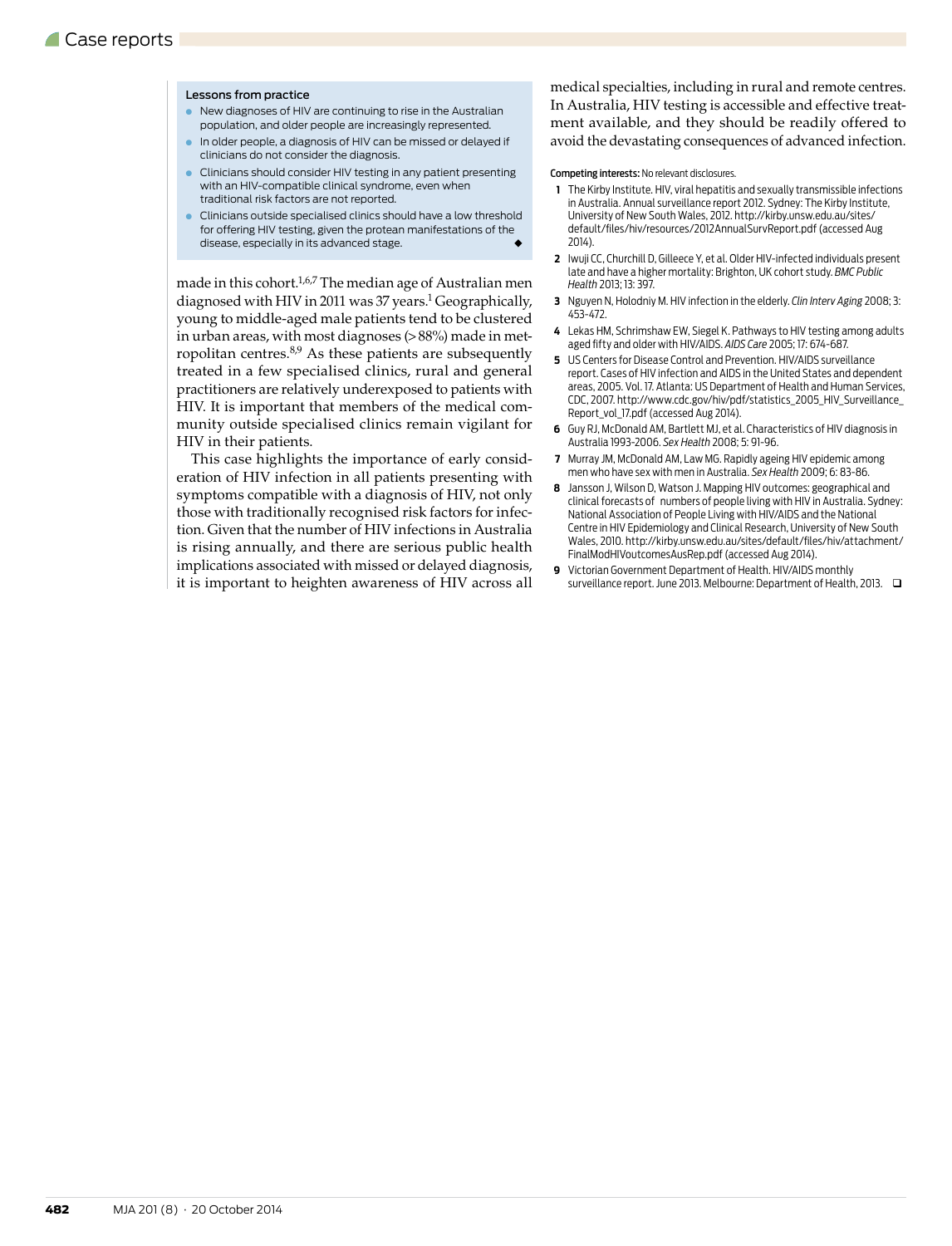### Lessons from practice

- New diagnoses of HIV are continuing to rise in the Australian population, and older people are increasingly represented.
- In older people, a diagnosis of HIV can be missed or delayed if clinicians do not consider the diagnosis.
- Clinicians should consider HIV testing in any patient presenting with an HIV-compatible clinical syndrome, even when traditional risk factors are not reported.
- Clinicians outside specialised clinics should have a low threshold for offering HIV testing, given the protean manifestations of the disease, especially in its advanced stage. ◆

made in this cohort.[1,6,7] The median age of Australian men diagnosed with HIV in 2011 was 37 years.[1] Geographically, young to middle-aged male patients tend to be clustered in urban areas, with most diagnoses (> 88%) made in metropolitan centres.[8,9] As these patients are subsequently treated in a few specialised clinics, rural and general practitioners are relatively underexposed to patients with HIV. It is important that members of the medical community outside specialised clinics remain vigilant for HIV in their patients.

This case highlights the importance of early consideration of HIV infection in all patients presenting with symptoms compatible with a diagnosis of HIV, not only those with traditionally recognised risk factors for infection. Given that the number of HIV infections in Australia is rising annually, and there are serious public health implications associated with missed or delayed diagnosis, it is important to heighten awareness of HIV across all medical specialties, including in rural and remote centres. In Australia, HIV testing is accessible and effective treatment available, and they should be readily offered to avoid the devastating consequences of advanced infection.

**Competing interests:** No relevant disclosures.

1. The Kirby Institute. HIV, viral hepatitis and sexually transmissible infections in Australia. Annual surveillance report 2012. Sydney: The Kirby Institute, University of New South Wales, 2012. http://kirby.unsw.edu.au/sites/default/files/hiv/resources/2012AnnualSurvReport.pdf (accessed Aug 2014).
2. Iwuji CC, Churchill D, Gilleece Y, et al. Older HIV-infected individuals present late and have a higher mortality: Brighton, UK cohort study. *BMC Public Health* 2013; 13: 397.
3. Nguyen N, Holodniy M. HIV infection in the elderly. *Clin Interv Aging* 2008; 3: 453-472.
4. Lekas HM, Schrimshaw EW, Siegel K. Pathways to HIV testing among adults aged fifty and older with HIV/AIDS. *AIDS Care* 2005; 17: 674-687.
5. US Centers for Disease Control and Prevention. HIV/AIDS surveillance report. Cases of HIV infection and AIDS in the United States and dependent areas, 2005. Vol. 17. Atlanta: US Department of Health and Human Services, CDC, 2007. http://www.cdc.gov/hiv/pdf/statistics_2005_HIV_Surveillance_Report_vol_17.pdf (accessed Aug 2014).
6. Guy RJ, McDonald AM, Bartlett MJ, et al. Characteristics of HIV diagnosis in Australia 1993-2006. *Sex Health* 2008; 5: 91-96.
7. Murray JM, McDonald AM, Law MG. Rapidly ageing HIV epidemic among men who have sex with men in Australia. *Sex Health* 2009; 6: 83-86.
8. Jansson J, Wilson D, Watson J. Mapping HIV outcomes: geographical and clinical forecasts of numbers of people living with HIV in Australia. Sydney: National Association of People Living with HIV/AIDS and the National Centre in HIV Epidemiology and Clinical Research, University of New South Wales, 2010. http://kirby.unsw.edu.au/sites/default/files/hiv/attachment/FinalModHIVoutcomesAusRep.pdf (accessed Aug 2014).
9. Victorian Government Department of Health. HIV/AIDS monthly surveillance report. June 2013. Melbourne: Department of Health, 2013. ❏